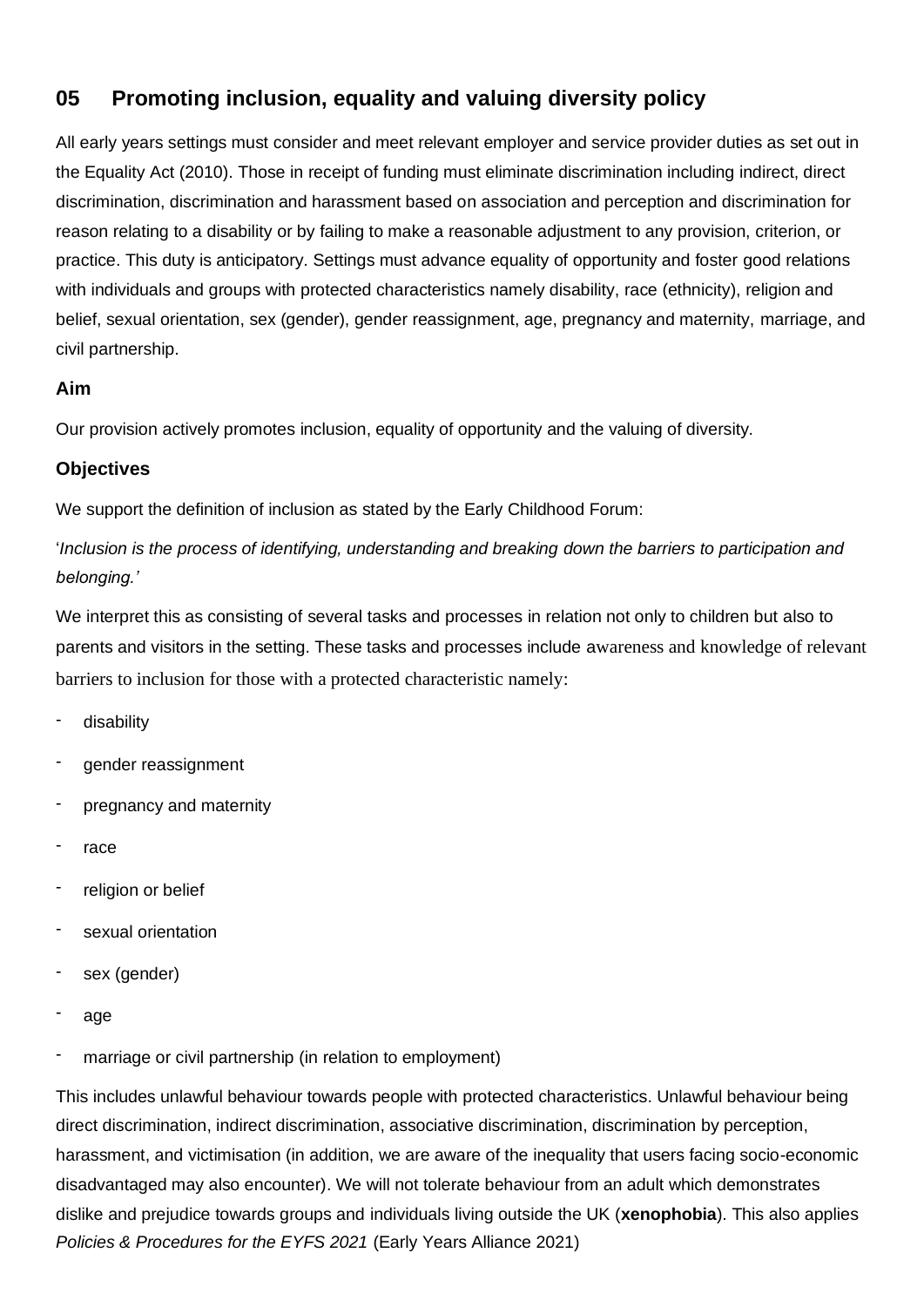## 05 Promoting inclusion, equality and valuing diversity policy

All early years settings must consider and meet relevant employer and service provider duties as set out in the Equality Act (2010). Those in receipt of funding must eliminate discrimination including indirect, direct discrimination, discrimination and harassment based on association and perception and discrimination for reason relating to a disability or by failing to make a reasonable adjustment to any provision, criterion, or practice. This duty is anticipatory. Settings must advance equality of opportunity and foster good relations with individuals and groups with protected characteristics namely disability, race (ethnicity), religion and belief, sexual orientation, sex (gender), gender reassignment, age, pregnancy and maternity, marriage, and civil partnership.

### Aim

Our provision actively promotes inclusion, equality of opportunity and the valuing of diversity.

### Objectives

We support the definition of inclusion as stated by the Early Childhood Forum:

'*Inclusion is the process of identifying, understanding and breaking down the barriers to participation and belonging.'*

We interpret this as consisting of several tasks and processes in relation not only to children but also to parents and visitors in the setting. These tasks and processes include awareness and knowledge of relevant barriers to inclusion for those with a protected characteristic namely:

- disability
- gender reassignment
- pregnancy and maternity
- race
- religion or belief
- sexual orientation
- sex (gender)
- age
- marriage or civil partnership (in relation to employment)

This includes unlawful behaviour towards people with protected characteristics. Unlawful behaviour being direct discrimination, indirect discrimination, associative discrimination, discrimination by perception, harassment, and victimisation (in addition, we are aware of the inequality that users facing socio-economic disadvantaged may also encounter). We will not tolerate behaviour from an adult which demonstrates dislike and prejudice towards groups and individuals living outside the UK (**xenophobia**). This also applies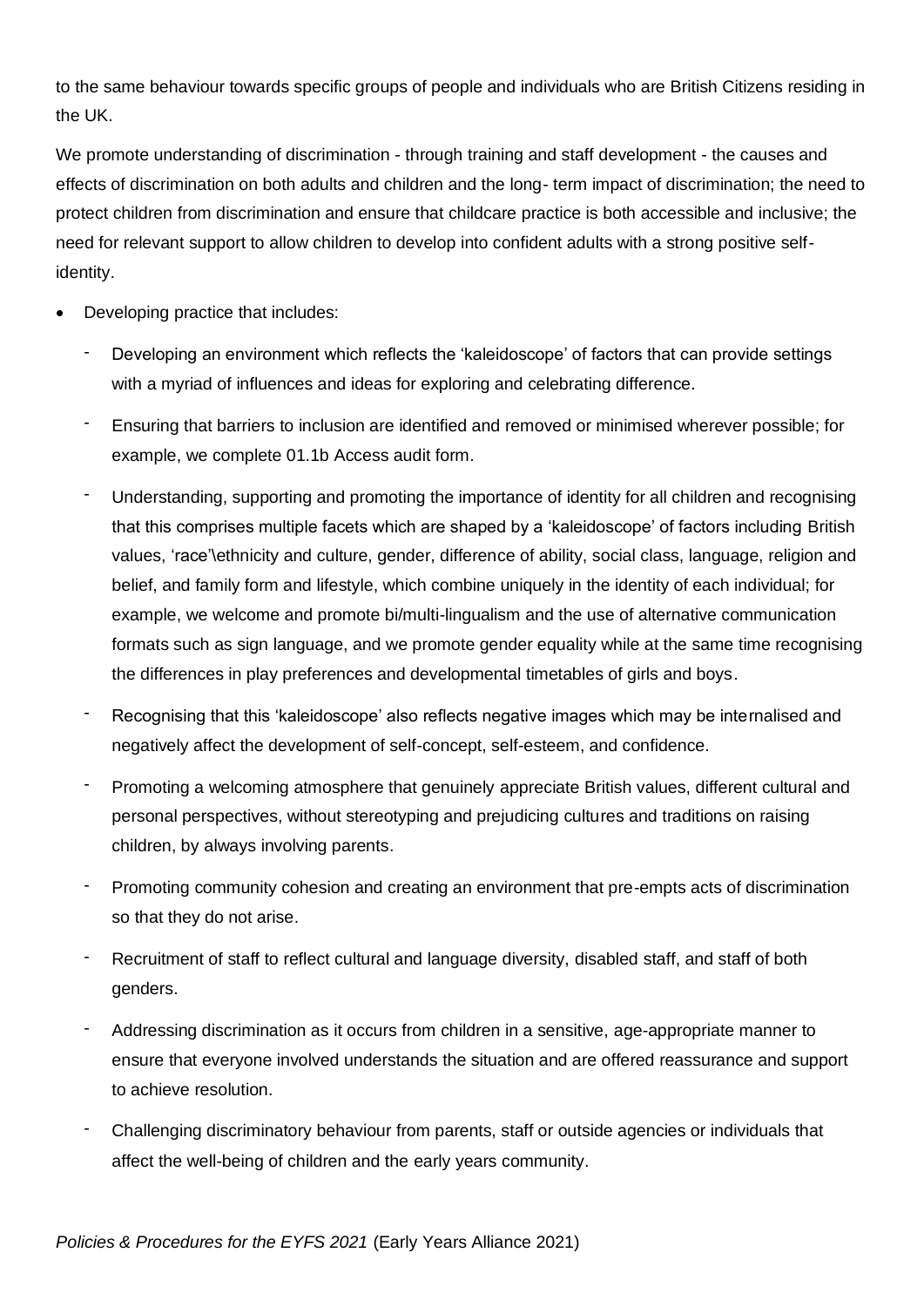to the same behaviour towards specific groups of people and individuals who are British Citizens residing in the UK.

We promote understanding of discrimination - through training and staff development - the causes and effects of discrimination on both adults and children and the long- term impact of discrimination; the need to protect children from discrimination and ensure that childcare practice is both accessible and inclusive; the need for relevant support to allow children to develop into confident adults with a strong positive self-identity.

- Developing practice that includes:
  - Developing an environment which reflects the 'kaleidoscope' of factors that can provide settings with a myriad of influences and ideas for exploring and celebrating difference.
  - Ensuring that barriers to inclusion are identified and removed or minimised wherever possible; for example, we complete 01.1b Access audit form.
  - Understanding, supporting and promoting the importance of identity for all children and recognising that this comprises multiple facets which are shaped by a 'kaleidoscope' of factors including British values, 'race'\ethnicity and culture, gender, difference of ability, social class, language, religion and belief, and family form and lifestyle, which combine uniquely in the identity of each individual; for example, we welcome and promote bi/multi-lingualism and the use of alternative communication formats such as sign language, and we promote gender equality while at the same time recognising the differences in play preferences and developmental timetables of girls and boys.
  - Recognising that this 'kaleidoscope' also reflects negative images which may be internalised and negatively affect the development of self-concept, self-esteem, and confidence.
  - Promoting a welcoming atmosphere that genuinely appreciate British values, different cultural and personal perspectives, without stereotyping and prejudicing cultures and traditions on raising children, by always involving parents.
  - Promoting community cohesion and creating an environment that pre-empts acts of discrimination so that they do not arise.
  - Recruitment of staff to reflect cultural and language diversity, disabled staff, and staff of both genders.
  - Addressing discrimination as it occurs from children in a sensitive, age-appropriate manner to ensure that everyone involved understands the situation and are offered reassurance and support to achieve resolution.
  - Challenging discriminatory behaviour from parents, staff or outside agencies or individuals that affect the well-being of children and the early years community.

*Policies & Procedures for the EYFS 2021* (Early Years Alliance 2021)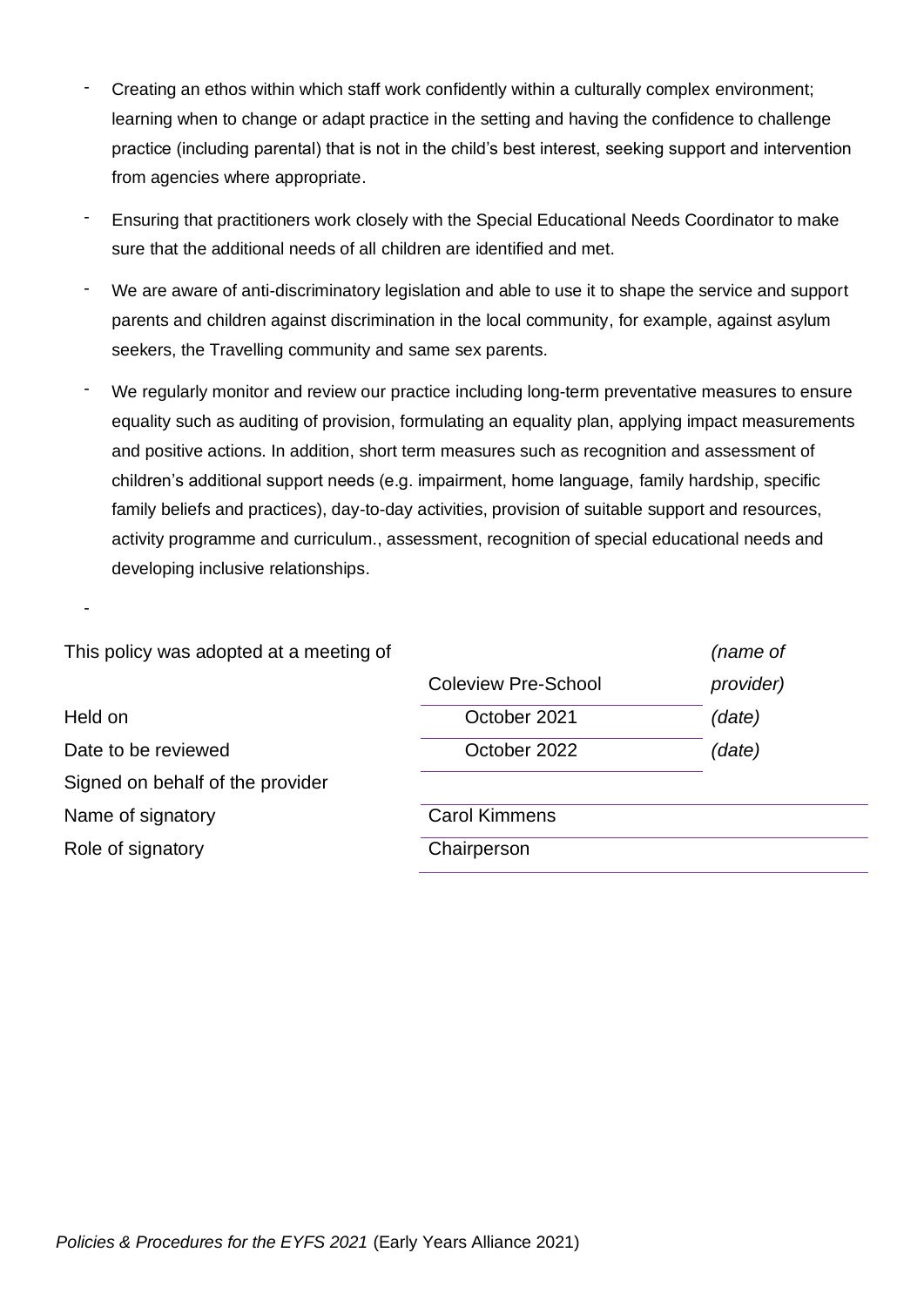- Creating an ethos within which staff work confidently within a culturally complex environment; learning when to change or adapt practice in the setting and having the confidence to challenge practice (including parental) that is not in the child's best interest, seeking support and intervention from agencies where appropriate.
- Ensuring that practitioners work closely with the Special Educational Needs Coordinator to make sure that the additional needs of all children are identified and met.
- We are aware of anti-discriminatory legislation and able to use it to shape the service and support parents and children against discrimination in the local community, for example, against asylum seekers, the Travelling community and same sex parents.
- We regularly monitor and review our practice including long-term preventative measures to ensure equality such as auditing of provision, formulating an equality plan, applying impact measurements and positive actions. In addition, short term measures such as recognition and assessment of children's additional support needs (e.g. impairment, home language, family hardship, specific family beliefs and practices), day-to-day activities, provision of suitable support and resources, activity programme and curriculum., assessment, recognition of special educational needs and developing inclusive relationships.
-

| | | |
|---|---|---|
| This policy was adopted at a meeting of | Coleview Pre-School | *(name of provider)* |
| Held on | October 2021 | *(date)* |
| Date to be reviewed | October 2022 | *(date)* |
| Signed on behalf of the provider | | |
| Name of signatory | Carol Kimmens | |
| Role of signatory | Chairperson | |

*Policies & Procedures for the EYFS 2021* (Early Years Alliance 2021)